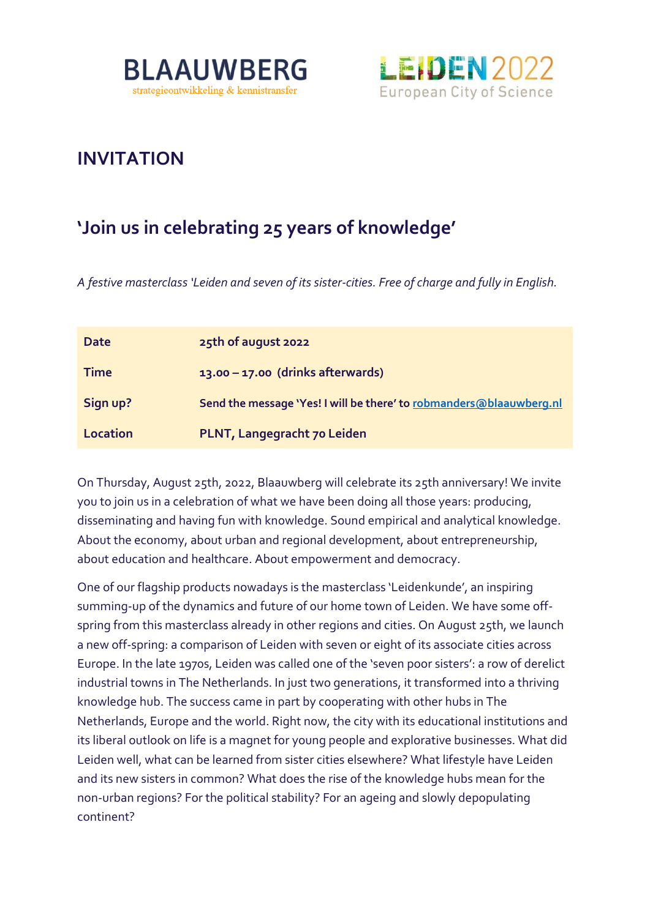BLAAUWBERG
strategieontwikkeling & kennistransfer

LEIDEN2022
European City of Science

# INVITATION

## 'Join us in celebrating 25 years of knowledge'

*A festive masterclass 'Leiden and seven of its sister-cities. Free of charge and fully in English.*

| | |
|---|---|
| **Date** | **25th of august 2022** |
| **Time** | **13.00 – 17.00 (drinks afterwards)** |
| **Sign up?** | **Send the message 'Yes! I will be there' to [robmanders@blaauwberg.nl](mailto:robmanders@blaauwberg.nl)** |
| **Location** | **PLNT, Langegracht 70 Leiden** |

On Thursday, August 25th, 2022, Blaauwberg will celebrate its 25th anniversary! We invite you to join us in a celebration of what we have been doing all those years: producing, disseminating and having fun with knowledge. Sound empirical and analytical knowledge. About the economy, about urban and regional development, about entrepreneurship, about education and healthcare. About empowerment and democracy.

One of our flagship products nowadays is the masterclass 'Leidenkunde', an inspiring summing-up of the dynamics and future of our home town of Leiden. We have some off-spring from this masterclass already in other regions and cities. On August 25th, we launch a new off-spring: a comparison of Leiden with seven or eight of its associate cities across Europe. In the late 1970s, Leiden was called one of the 'seven poor sisters': a row of derelict industrial towns in The Netherlands. In just two generations, it transformed into a thriving knowledge hub. The success came in part by cooperating with other hubs in The Netherlands, Europe and the world. Right now, the city with its educational institutions and its liberal outlook on life is a magnet for young people and explorative businesses. What did Leiden well, what can be learned from sister cities elsewhere? What lifestyle have Leiden and its new sisters in common? What does the rise of the knowledge hubs mean for the non-urban regions? For the political stability? For an ageing and slowly depopulating continent?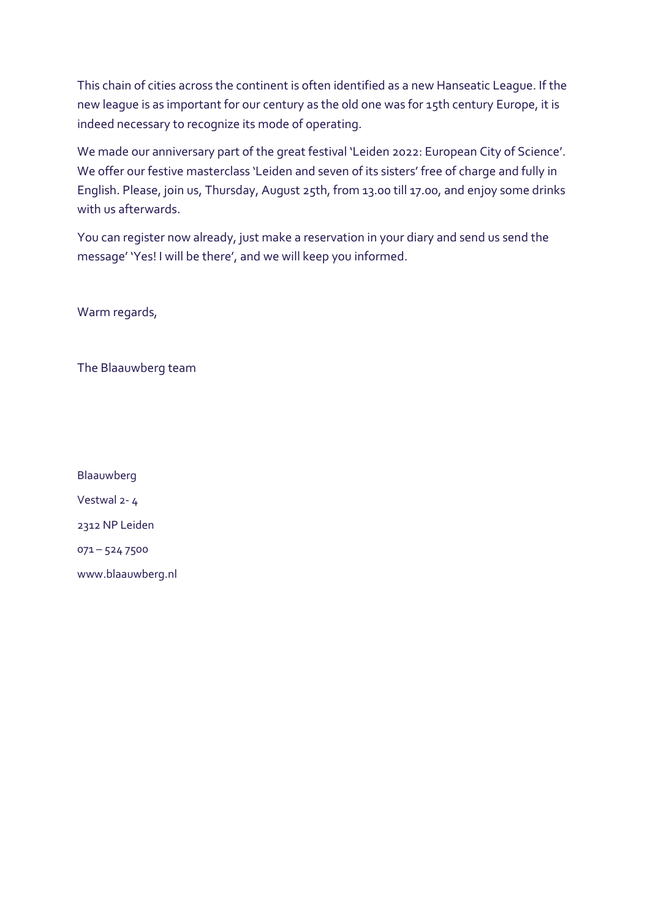This chain of cities across the continent is often identified as a new Hanseatic League. If the new league is as important for our century as the old one was for 15th century Europe, it is indeed necessary to recognize its mode of operating.

We made our anniversary part of the great festival 'Leiden 2022: European City of Science'. We offer our festive masterclass 'Leiden and seven of its sisters' free of charge and fully in English. Please, join us, Thursday, August 25th, from 13.00 till 17.00, and enjoy some drinks with us afterwards.

You can register now already, just make a reservation in your diary and send us send the message' 'Yes! I will be there', and we will keep you informed.

Warm regards,

The Blaauwberg team

Blaauwberg

Vestwal 2- 4

2312 NP Leiden

071 – 524 7500

www.blaauwberg.nl